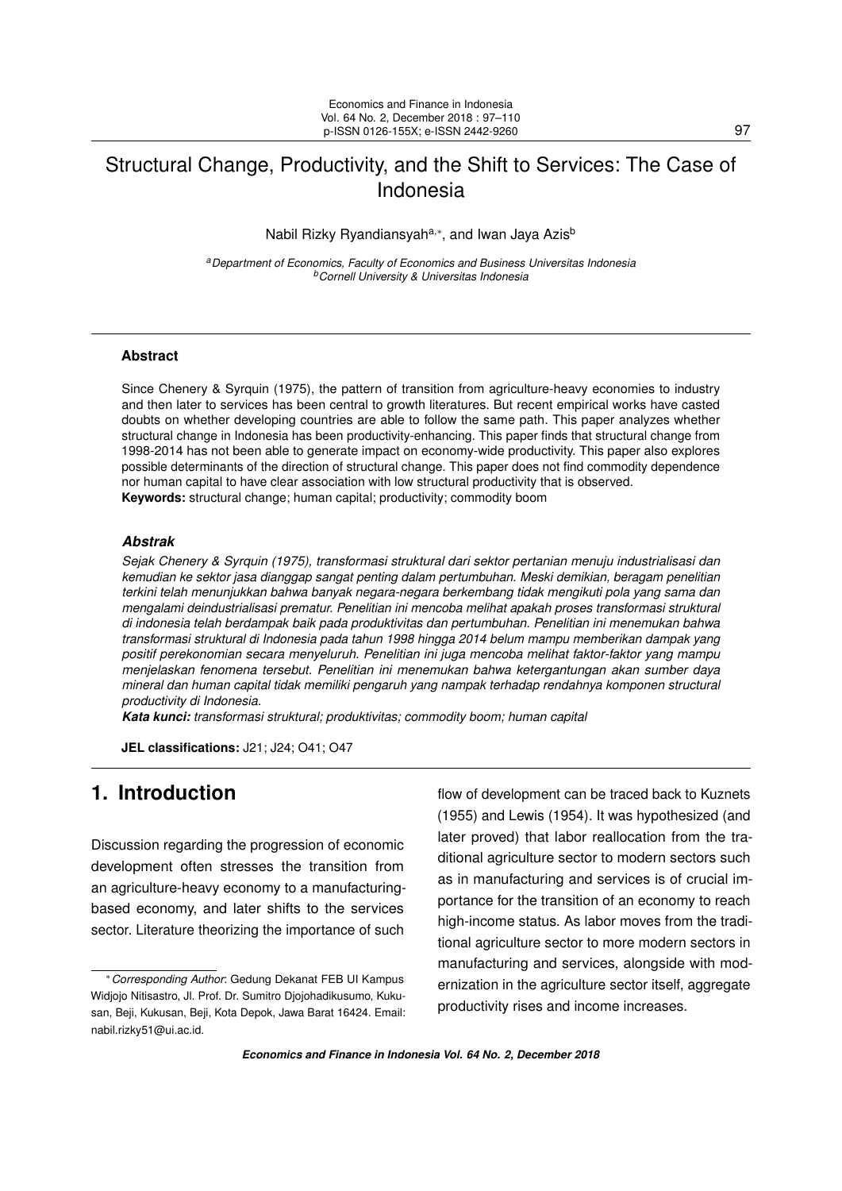# Structural Change, Productivity, and the Shift to Services: The Case of Indonesia

Nabil Rizky Ryandiansyah[a,*], and Iwan Jaya Azis[b]

[a] *Department of Economics, Faculty of Economics and Business Universitas Indonesia*
[b] *Cornell University & Universitas Indonesia*

---

### Abstract

Since Chenery & Syrquin (1975), the pattern of transition from agriculture-heavy economies to industry and then later to services has been central to growth literatures. But recent empirical works have casted doubts on whether developing countries are able to follow the same path. This paper analyzes whether structural change in Indonesia has been productivity-enhancing. This paper finds that structural change from 1998-2014 has not been able to generate impact on economy-wide productivity. This paper also explores possible determinants of the direction of structural change. This paper does not find commodity dependence nor human capital to have clear association with low structural productivity that is observed.
**Keywords:** structural change; human capital; productivity; commodity boom

### *Abstrak*

*Sejak Chenery & Syrquin (1975), transformasi struktural dari sektor pertanian menuju industrialisasi dan kemudian ke sektor jasa dianggap sangat penting dalam pertumbuhan. Meski demikian, beragam penelitian terkini telah menunjukkan bahwa banyak negara-negara berkembang tidak mengikuti pola yang sama dan mengalami deindustrialisasi prematur. Penelitian ini mencoba melihat apakah proses transformasi struktural di indonesia telah berdampak baik pada produktivitas dan pertumbuhan. Penelitian ini menemukan bahwa transformasi struktural di Indonesia pada tahun 1998 hingga 2014 belum mampu memberikan dampak yang positif perekonomian secara menyeluruh. Penelitian ini juga mencoba melihat faktor-faktor yang mampu menjelaskan fenomena tersebut. Penelitian ini menemukan bahwa ketergantungan akan sumber daya mineral dan human capital tidak memiliki pengaruh yang nampak terhadap rendahnya komponen structural productivity di Indonesia.*
***Kata kunci:*** *transformasi struktural; produktivitas; commodity boom; human capital*

**JEL classifications:** J21; J24; O41; O47

---

## 1. Introduction

Discussion regarding the progression of economic development often stresses the transition from an agriculture-heavy economy to a manufacturing-based economy, and later shifts to the services sector. Literature theorizing the importance of such flow of development can be traced back to Kuznets (1955) and Lewis (1954). It was hypothesized (and later proved) that labor reallocation from the traditional agriculture sector to modern sectors such as in manufacturing and services is of crucial importance for the transition of an economy to reach high-income status. As labor moves from the traditional agriculture sector to more modern sectors in manufacturing and services, alongside with modernization in the agriculture sector itself, aggregate productivity rises and income increases.

---

[*] *Corresponding Author*: Gedung Dekanat FEB UI Kampus Widjojo Nitisastro, Jl. Prof. Dr. Sumitro Djojohadikusumo, Kukusan, Beji, Kukusan, Beji, Kota Depok, Jawa Barat 16424. Email: nabil.rizky51@ui.ac.id.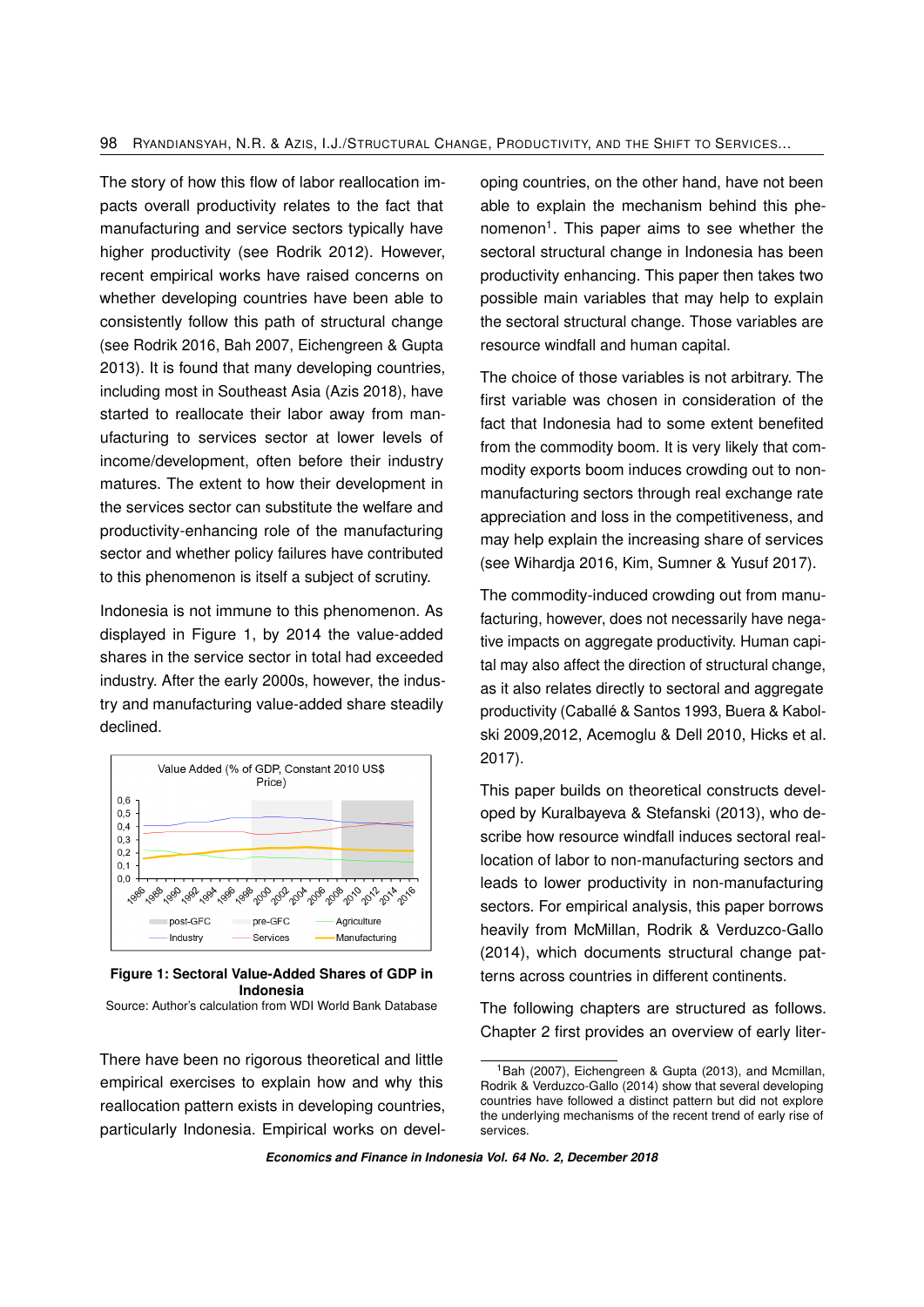The story of how this flow of labor reallocation impacts overall productivity relates to the fact that manufacturing and service sectors typically have higher productivity (see Rodrik 2012). However, recent empirical works have raised concerns on whether developing countries have been able to consistently follow this path of structural change (see Rodrik 2016, Bah 2007, Eichengreen & Gupta 2013). It is found that many developing countries, including most in Southeast Asia (Azis 2018), have started to reallocate their labor away from manufacturing to services sector at lower levels of income/development, often before their industry matures. The extent to how their development in the services sector can substitute the welfare and productivity-enhancing role of the manufacturing sector and whether policy failures have contributed to this phenomenon is itself a subject of scrutiny.

Indonesia is not immune to this phenomenon. As displayed in Figure 1, by 2014 the value-added shares in the service sector in total had exceeded industry. After the early 2000s, however, the industry and manufacturing value-added share steadily declined.

**Figure 1: Sectoral Value-Added Shares of GDP in Indonesia**

Source: Author's calculation from WDI World Bank Database

There have been no rigorous theoretical and little empirical exercises to explain how and why this reallocation pattern exists in developing countries, particularly Indonesia. Empirical works on developing countries, on the other hand, have not been able to explain the mechanism behind this phenomenon[1]. This paper aims to see whether the sectoral structural change in Indonesia has been productivity enhancing. This paper then takes two possible main variables that may help to explain the sectoral structural change. Those variables are resource windfall and human capital.

The choice of those variables is not arbitrary. The first variable was chosen in consideration of the fact that Indonesia had to some extent benefited from the commodity boom. It is very likely that commodity exports boom induces crowding out to non-manufacturing sectors through real exchange rate appreciation and loss in the competitiveness, and may help explain the increasing share of services (see Wihardja 2016, Kim, Sumner & Yusuf 2017).

The commodity-induced crowding out from manufacturing, however, does not necessarily have negative impacts on aggregate productivity. Human capital may also affect the direction of structural change, as it also relates directly to sectoral and aggregate productivity (Caballé & Santos 1993, Buera & Kaboski 2009,2012, Acemoglu & Dell 2010, Hicks et al. 2017).

This paper builds on theoretical constructs developed by Kuralbayeva & Stefanski (2013), who describe how resource windfall induces sectoral reallocation of labor to non-manufacturing sectors and leads to lower productivity in non-manufacturing sectors. For empirical analysis, this paper borrows heavily from McMillan, Rodrik & Verduzco-Gallo (2014), which documents structural change patterns across countries in different continents.

The following chapters are structured as follows. Chapter 2 first provides an overview of early liter-

[1] Bah (2007), Eichengreen & Gupta (2013), and Mcmillan, Rodrik & Verduzco-Gallo (2014) show that several developing countries have followed a distinct pattern but did not explore the underlying mechanisms of the recent trend of early rise of services.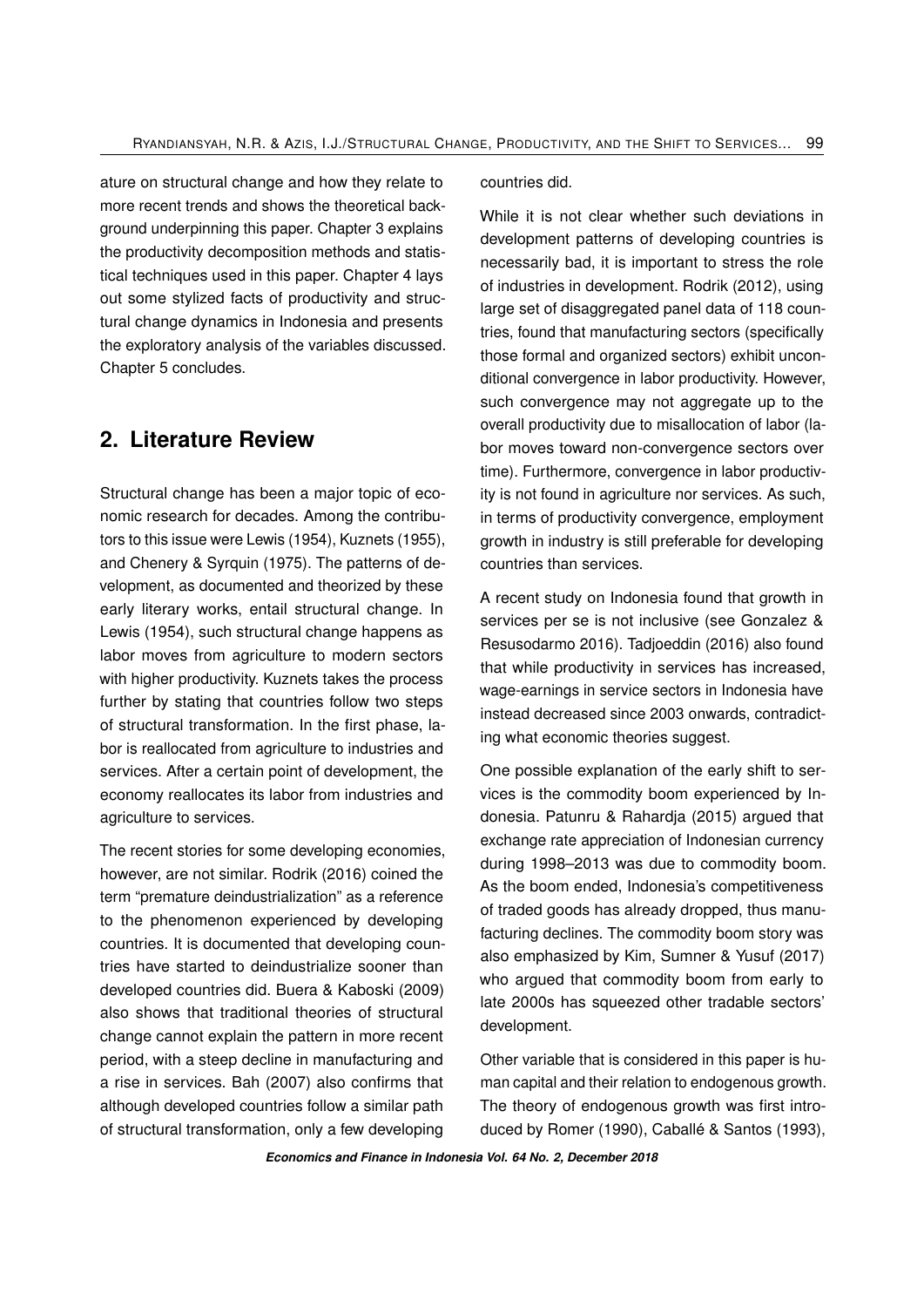ature on structural change and how they relate to more recent trends and shows the theoretical background underpinning this paper. Chapter 3 explains the productivity decomposition methods and statistical techniques used in this paper. Chapter 4 lays out some stylized facts of productivity and structural change dynamics in Indonesia and presents the exploratory analysis of the variables discussed. Chapter 5 concludes.

## 2. Literature Review

Structural change has been a major topic of economic research for decades. Among the contributors to this issue were Lewis (1954), Kuznets (1955), and Chenery & Syrquin (1975). The patterns of development, as documented and theorized by these early literary works, entail structural change. In Lewis (1954), such structural change happens as labor moves from agriculture to modern sectors with higher productivity. Kuznets takes the process further by stating that countries follow two steps of structural transformation. In the first phase, labor is reallocated from agriculture to industries and services. After a certain point of development, the economy reallocates its labor from industries and agriculture to services.

The recent stories for some developing economies, however, are not similar. Rodrik (2016) coined the term "premature deindustrialization" as a reference to the phenomenon experienced by developing countries. It is documented that developing countries have started to deindustrialize sooner than developed countries did. Buera & Kaboski (2009) also shows that traditional theories of structural change cannot explain the pattern in more recent period, with a steep decline in manufacturing and a rise in services. Bah (2007) also confirms that although developed countries follow a similar path of structural transformation, only a few developing countries did.

While it is not clear whether such deviations in development patterns of developing countries is necessarily bad, it is important to stress the role of industries in development. Rodrik (2012), using large set of disaggregated panel data of 118 countries, found that manufacturing sectors (specifically those formal and organized sectors) exhibit unconditional convergence in labor productivity. However, such convergence may not aggregate up to the overall productivity due to misallocation of labor (labor moves toward non-convergence sectors over time). Furthermore, convergence in labor productivity is not found in agriculture nor services. As such, in terms of productivity convergence, employment growth in industry is still preferable for developing countries than services.

A recent study on Indonesia found that growth in services per se is not inclusive (see Gonzalez & Resusodarmo 2016). Tadjoeddin (2016) also found that while productivity in services has increased, wage-earnings in service sectors in Indonesia have instead decreased since 2003 onwards, contradicting what economic theories suggest.

One possible explanation of the early shift to services is the commodity boom experienced by Indonesia. Patunru & Rahardja (2015) argued that exchange rate appreciation of Indonesian currency during 1998–2013 was due to commodity boom. As the boom ended, Indonesia's competitiveness of traded goods has already dropped, thus manufacturing declines. The commodity boom story was also emphasized by Kim, Sumner & Yusuf (2017) who argued that commodity boom from early to late 2000s has squeezed other tradable sectors' development.

Other variable that is considered in this paper is human capital and their relation to endogenous growth. The theory of endogenous growth was first introduced by Romer (1990), Caballé & Santos (1993),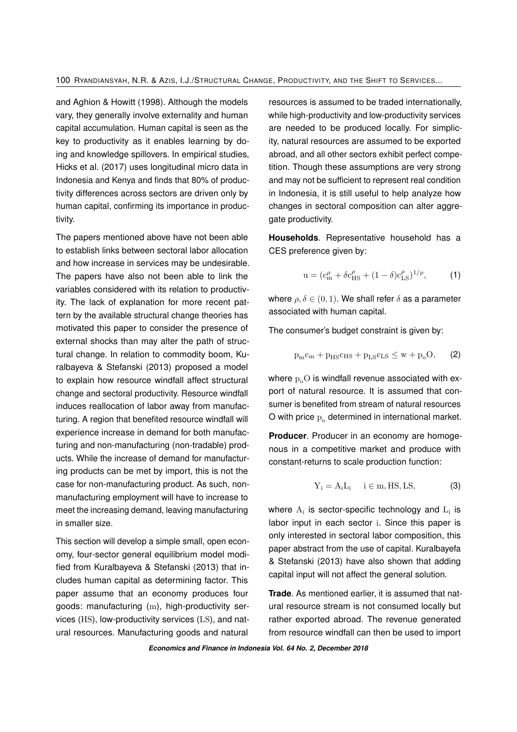and Aghion & Howitt (1998). Although the models vary, they generally involve externality and human capital accumulation. Human capital is seen as the key to productivity as it enables learning by doing and knowledge spillovers. In empirical studies, Hicks et al. (2017) uses longitudinal micro data in Indonesia and Kenya and finds that 80% of productivity differences across sectors are driven only by human capital, confirming its importance in productivity.

The papers mentioned above have not been able to establish links between sectoral labor allocation and how increase in services may be undesirable. The papers have also not been able to link the variables considered with its relation to productivity. The lack of explanation for more recent pattern by the available structural change theories has motivated this paper to consider the presence of external shocks than may alter the path of structural change. In relation to commodity boom, Kuralbayeva & Stefanski (2013) proposed a model to explain how resource windfall affect structural change and sectoral productivity. Resource windfall induces reallocation of labor away from manufacturing. A region that benefited resource windfall will experience increase in demand for both manufacturing and non-manufacturing (non-tradable) products. While the increase of demand for manufacturing products can be met by import, this is not the case for non-manufacturing product. As such, non-manufacturing employment will have to increase to meet the increasing demand, leaving manufacturing in smaller size.

This section will develop a simple small, open economy, four-sector general equilibrium model modified from Kuralbayeva & Stefanski (2013) that includes human capital as determining factor. This paper assume that an economy produces four goods: manufacturing $(\mathrm{m})$, high-productivity services $(\mathrm{HS})$, low-productivity services $(\mathrm{LS})$, and natural resources. Manufacturing goods and natural resources is assumed to be traded internationally, while high-productivity and low-productivity services are needed to be produced locally. For simplicity, natural resources are assumed to be exported abroad, and all other sectors exhibit perfect competition. Though these assumptions are very strong and may not be sufficient to represent real condition in Indonesia, it is still useful to help analyze how changes in sectoral composition can alter aggregate productivity.

**Households**. Representative household has a CES preference given by:

$$\mathrm{u} = (\mathrm{c}_{\mathrm{m}}^{\rho} + \delta \mathrm{c}_{\mathrm{HS}}^{\rho} + (1-\delta)\mathrm{c}_{\mathrm{LS}}^{\rho})^{1/\rho}, \qquad (1)$$

where $\rho, \delta \in (0,1)$. We shall refer $\delta$ as a parameter associated with human capital.

The consumer's budget constraint is given by:

$$\mathrm{p}_{\mathrm{m}}\mathrm{c}_{\mathrm{m}} + \mathrm{p}_{\mathrm{HS}}\mathrm{c}_{\mathrm{HS}} + \mathrm{p}_{\mathrm{LS}}\mathrm{c}_{\mathrm{LS}} \leq \mathrm{w} + \mathrm{p}_{\mathrm{o}}\mathrm{O}, \qquad (2)$$

where $\mathrm{p}_{\mathrm{o}}\mathrm{O}$ is windfall revenue associated with export of natural resource. It is assumed that consumer is benefited from stream of natural resources O with price $\mathrm{p}_{\mathrm{o}}$ determined in international market.

**Producer**. Producer in an economy are homogenous in a competitive market and produce with constant-returns to scale production function:

$$\mathrm{Y}_{\mathrm{i}} = \mathrm{A}_{\mathrm{i}}\mathrm{L}_{\mathrm{i}} \quad \mathrm{i} \in \mathrm{m}, \mathrm{HS}, \mathrm{LS}, \qquad (3)$$

where $\mathrm{A}_{\mathrm{i}}$ is sector-specific technology and $\mathrm{L}_{\mathrm{i}}$ is labor input in each sector $\mathrm{i}$. Since this paper is only interested in sectoral labor composition, this paper abstract from the use of capital. Kuralbayefa & Stefanski (2013) have also shown that adding capital input will not affect the general solution.

**Trade**. As mentioned earlier, it is assumed that natural resource stream is not consumed locally but rather exported abroad. The revenue generated from resource windfall can then be used to import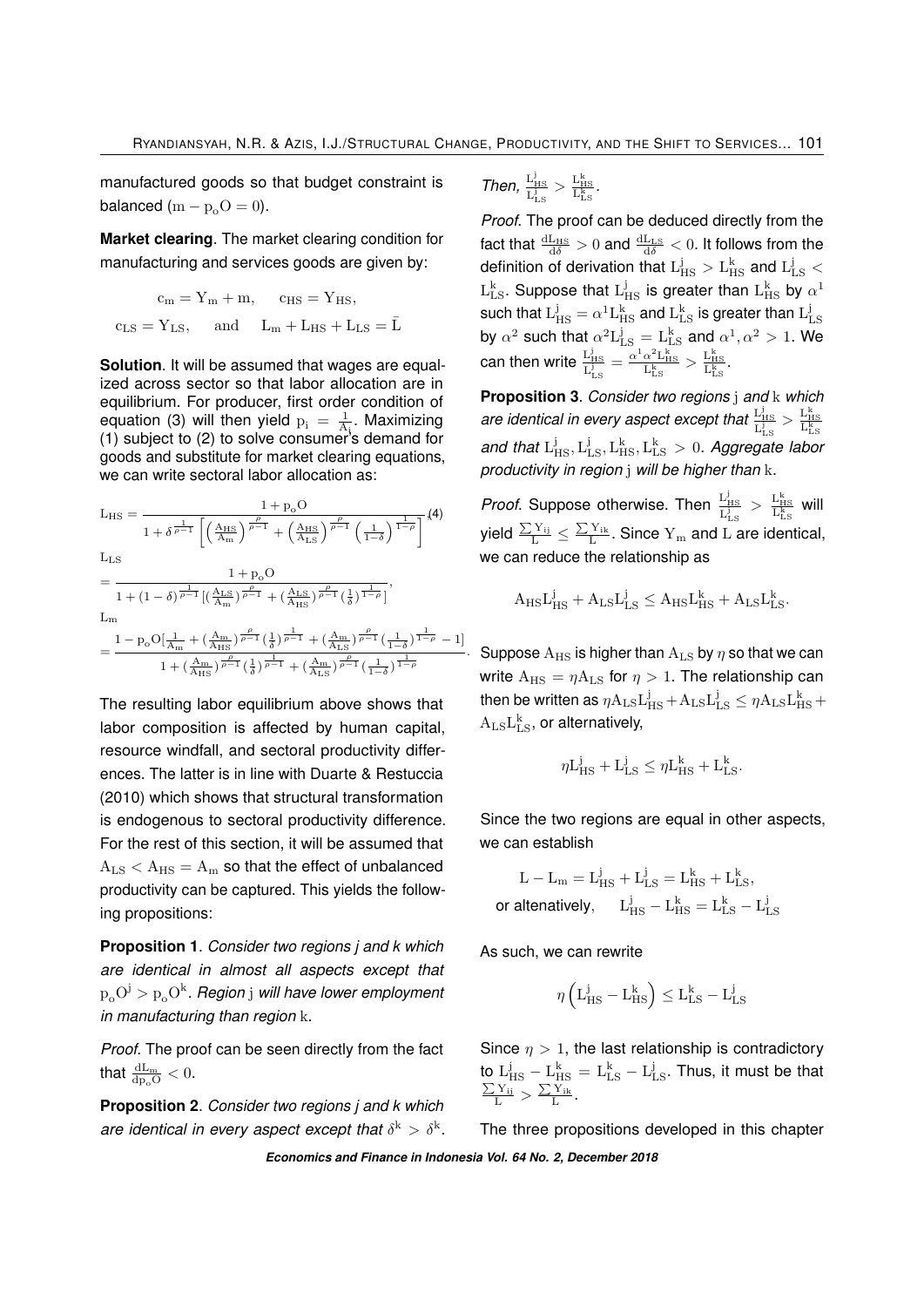manufactured goods so that budget constraint is balanced ($m - p_o O = 0$).

**Market clearing**. The market clearing condition for manufacturing and services goods are given by:

$$c_m = Y_m + m, \quad c_{HS} = Y_{HS},$$
$$c_{LS} = Y_{LS}, \quad \text{and} \quad L_m + L_{HS} + L_{LS} = \bar{L}$$

**Solution**. It will be assumed that wages are equalized across sector so that labor allocation are in equilibrium. For producer, first order condition of equation (3) will then yield $p_i = \frac{1}{A_i}$. Maximizing (1) subject to (2) to solve consumer's demand for goods and substitute for market clearing equations, we can write sectoral labor allocation as:

$$L_{HS} = \frac{1 + p_o O}{1 + \delta^{\frac{1}{\rho-1}} \left[ \left(\frac{A_{HS}}{A_m}\right)^{\frac{\rho}{\rho-1}} + \left(\frac{A_{HS}}{A_{LS}}\right)^{\frac{\rho}{\rho-1}} \left(\frac{1}{1-\delta}\right)^{\frac{1}{1-\rho}} \right]} \quad (4)$$

$$L_{LS} = \frac{1 + p_o O}{1 + (1-\delta)^{\frac{1}{\rho-1}} [(\frac{A_{LS}}{A_m})^{\frac{\rho}{\rho-1}} + (\frac{A_{LS}}{A_{HS}})^{\frac{\rho}{\rho-1}} (\frac{1}{\delta})^{\frac{1}{1-\rho}}]},$$

$$L_m = \frac{1 - p_o O[\frac{1}{A_m} + (\frac{A_m}{A_{HS}})^{\frac{\rho}{\rho-1}} (\frac{1}{\delta})^{\frac{1}{\rho-1}} + (\frac{A_m}{A_{LS}})^{\frac{\rho}{\rho-1}} (\frac{1}{1-\delta})^{\frac{1}{1-\rho}} - 1]}{1 + (\frac{A_m}{A_{HS}})^{\frac{\rho}{\rho-1}} (\frac{1}{\delta})^{\frac{1}{\rho-1}} + (\frac{A_m}{A_{LS}})^{\frac{\rho}{\rho-1}} (\frac{1}{1-\delta})^{\frac{1}{1-\rho}}}.$$

The resulting labor equilibrium above shows that labor composition is affected by human capital, resource windfall, and sectoral productivity differences. The latter is in line with Duarte & Restuccia (2010) which shows that structural transformation is endogenous to sectoral productivity difference. For the rest of this section, it will be assumed that $A_{LS} < A_{HS} = A_m$ so that the effect of unbalanced productivity can be captured. This yields the following propositions:

**Proposition 1**. *Consider two regions j and k which are identical in almost all aspects except that* $p_o O^j > p_o O^k$. *Region* $j$ *will have lower employment in manufacturing than region* $k$.

*Proof*. The proof can be seen directly from the fact that $\frac{dL_m}{dp_o O} < 0$.

**Proposition 2**. *Consider two regions j and k which are identical in every aspect except that* $\delta^k > \delta^k$. *Then,* $\frac{L^j_{HS}}{L^j_{LS}} > \frac{L^k_{HS}}{L^k_{LS}}$.

*Proof*. The proof can be deduced directly from the fact that $\frac{dL_{HS}}{d\delta} > 0$ and $\frac{dL_{LS}}{d\delta} < 0$. It follows from the definition of derivation that $L^j_{HS} > L^k_{HS}$ and $L^j_{LS} < L^k_{LS}$. Suppose that $L^j_{HS}$ is greater than $L^k_{HS}$ by $\alpha^1$ such that $L^j_{HS} = \alpha^1 L^k_{HS}$ and $L^k_{LS}$ is greater than $L^j_{LS}$ by $\alpha^2$ such that $\alpha^2 L^j_{LS} = L^k_{LS}$ and $\alpha^1, \alpha^2 > 1$. We can then write $\frac{L^j_{HS}}{L^j_{LS}} = \frac{\alpha^1 \alpha^2 L^k_{HS}}{L^k_{LS}} > \frac{L^k_{HS}}{L^k_{LS}}$.

**Proposition 3**. *Consider two regions* $j$ *and* $k$ *which are identical in every aspect except that* $\frac{L^j_{HS}}{L^j_{LS}} > \frac{L^k_{HS}}{L^k_{LS}}$ *and that* $L^j_{HS}, L^j_{LS}, L^k_{HS}, L^k_{LS} > 0$. *Aggregate labor productivity in region* $j$ *will be higher than* $k$.

*Proof*. Suppose otherwise. Then $\frac{L^j_{HS}}{L^j_{LS}} > \frac{L^k_{HS}}{L^k_{LS}}$ will yield $\frac{\sum Y_{ij}}{L} \leq \frac{\sum Y_{ik}}{L}$. Since $Y_m$ and $L$ are identical, we can reduce the relationship as

$$A_{HS} L^j_{HS} + A_{LS} L^j_{LS} \leq A_{HS} L^k_{HS} + A_{LS} L^k_{LS}.$$

Suppose $A_{HS}$ is higher than $A_{LS}$ by $\eta$ so that we can write $A_{HS} = \eta A_{LS}$ for $\eta > 1$. The relationship can then be written as $\eta A_{LS} L^j_{HS} + A_{LS} L^j_{LS} \leq \eta A_{LS} L^k_{HS} + A_{LS} L^k_{LS}$, or alternatively,

$$\eta L^j_{HS} + L^j_{LS} \leq \eta L^k_{HS} + L^k_{LS}.$$

Since the two regions are equal in other aspects, we can establish

$$L - L_m = L^j_{HS} + L^j_{LS} = L^k_{HS} + L^k_{LS},$$
$$\text{or altenatively,} \quad L^j_{HS} - L^k_{HS} = L^k_{LS} - L^j_{LS}$$

As such, we can rewrite

$$\eta \left( L^j_{HS} - L^k_{HS} \right) \leq L^k_{LS} - L^j_{LS}$$

Since $\eta > 1$, the last relationship is contradictory to $L^j_{HS} - L^k_{HS} = L^k_{LS} - L^j_{LS}$. Thus, it must be that $\frac{\sum Y_{ij}}{L} > \frac{\sum Y_{ik}}{L}$.

The three propositions developed in this chapter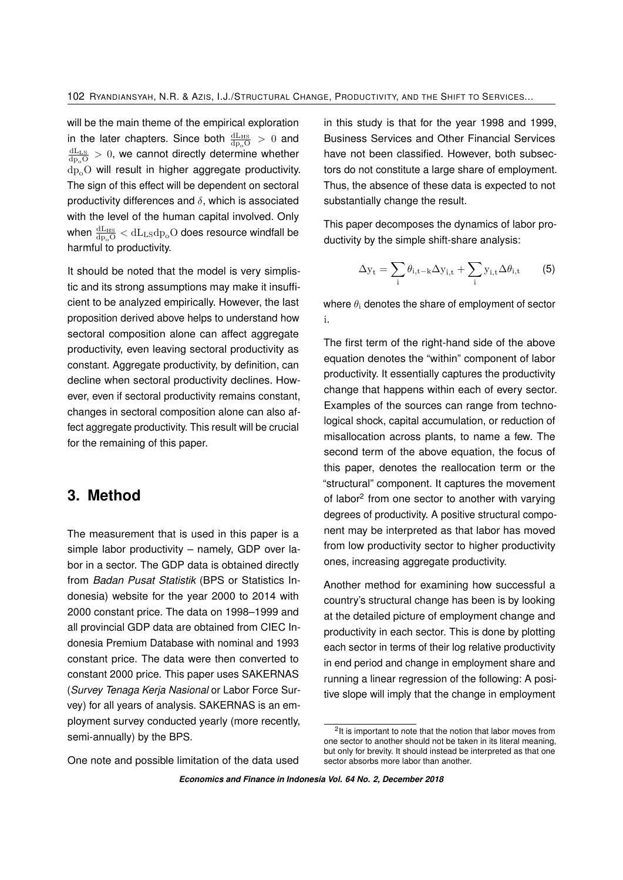will be the main theme of the empirical exploration in the later chapters. Since both $\frac{dL_{HS}}{dp_oO} > 0$ and $\frac{dL_{LS}}{dp_oO} > 0$, we cannot directly determine whether $dp_oO$ will result in higher aggregate productivity. The sign of this effect will be dependent on sectoral productivity differences and $\delta$, which is associated with the level of the human capital involved. Only when $\frac{dL_{HS}}{dp_oO} < dL_{LS}dp_oO$ does resource windfall be harmful to productivity.

It should be noted that the model is very simplistic and its strong assumptions may make it insufficient to be analyzed empirically. However, the last proposition derived above helps to understand how sectoral composition alone can affect aggregate productivity, even leaving sectoral productivity as constant. Aggregate productivity, by definition, can decline when sectoral productivity declines. However, even if sectoral productivity remains constant, changes in sectoral composition alone can also affect aggregate productivity. This result will be crucial for the remaining of this paper.

## 3. Method

The measurement that is used in this paper is a simple labor productivity – namely, GDP over labor in a sector. The GDP data is obtained directly from *Badan Pusat Statistik* (BPS or Statistics Indonesia) website for the year 2000 to 2014 with 2000 constant price. The data on 1998–1999 and all provincial GDP data are obtained from CIEC Indonesia Premium Database with nominal and 1993 constant price. The data were then converted to constant 2000 price. This paper uses SAKERNAS (*Survey Tenaga Kerja Nasional* or Labor Force Survey) for all years of analysis. SAKERNAS is an employment survey conducted yearly (more recently, semi-annually) by the BPS.

One note and possible limitation of the data used in this study is that for the year 1998 and 1999, Business Services and Other Financial Services have not been classified. However, both subsectors do not constitute a large share of employment. Thus, the absence of these data is expected to not substantially change the result.

This paper decomposes the dynamics of labor productivity by the simple shift-share analysis:

$$\Delta y_t = \sum_i \theta_{i,t-k} \Delta y_{i,t} + \sum_i y_{i,t} \Delta \theta_{i,t} \qquad (5)$$

where $\theta_i$ denotes the share of employment of sector $i$.

The first term of the right-hand side of the above equation denotes the "within" component of labor productivity. It essentially captures the productivity change that happens within each of every sector. Examples of the sources can range from technological shock, capital accumulation, or reduction of misallocation across plants, to name a few. The second term of the above equation, the focus of this paper, denotes the reallocation term or the "structural" component. It captures the movement of labor[2] from one sector to another with varying degrees of productivity. A positive structural component may be interpreted as that labor has moved from low productivity sector to higher productivity ones, increasing aggregate productivity.

Another method for examining how successful a country's structural change has been is by looking at the detailed picture of employment change and productivity in each sector. This is done by plotting each sector in terms of their log relative productivity in end period and change in employment share and running a linear regression of the following: A positive slope will imply that the change in employment

[2]It is important to note that the notion that labor moves from one sector to another should not be taken in its literal meaning, but only for brevity. It should instead be interpreted as that one sector absorbs more labor than another.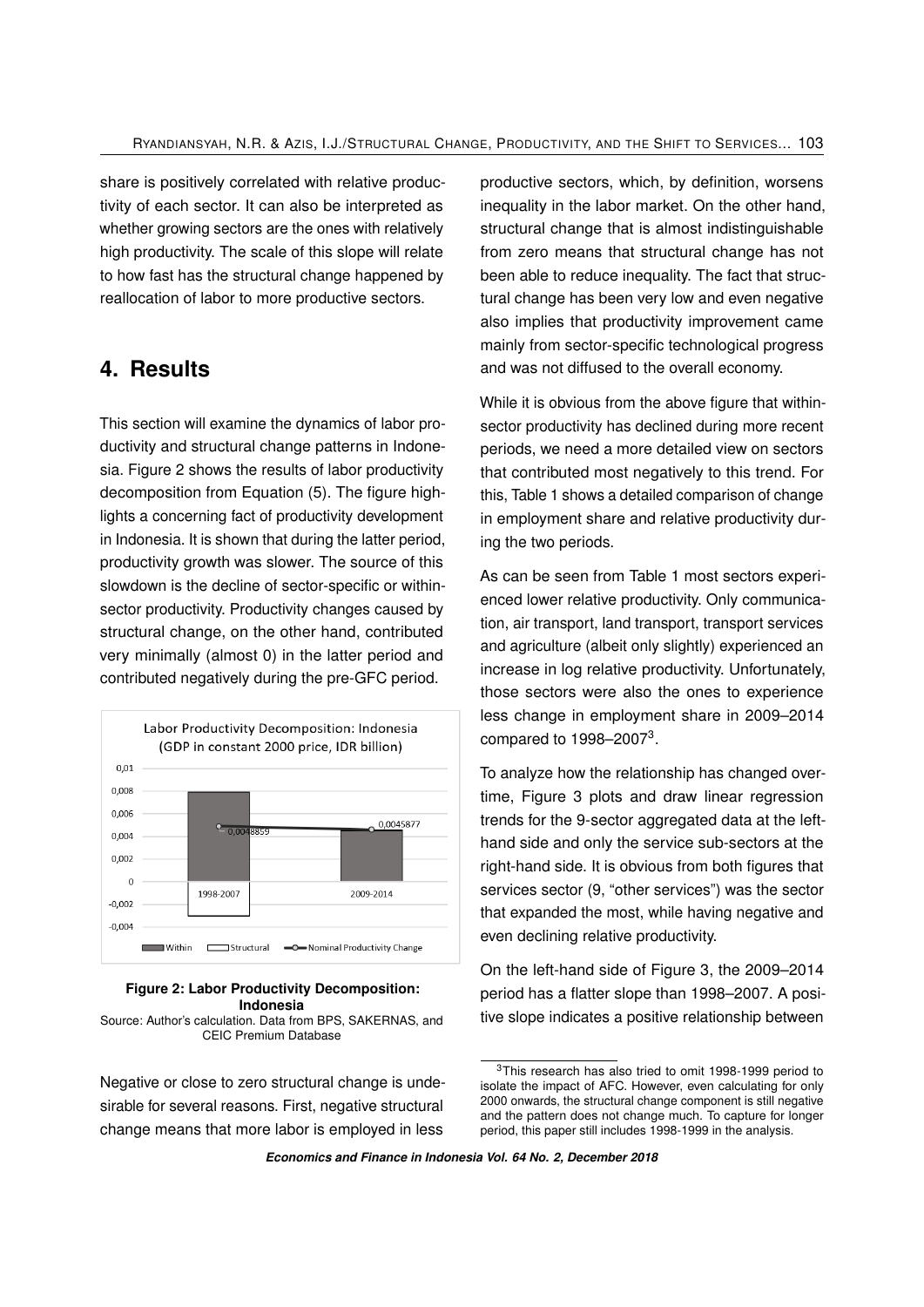share is positively correlated with relative productivity of each sector. It can also be interpreted as whether growing sectors are the ones with relatively high productivity. The scale of this slope will relate to how fast has the structural change happened by reallocation of labor to more productive sectors.

## 4. Results

This section will examine the dynamics of labor productivity and structural change patterns in Indonesia. Figure 2 shows the results of labor productivity decomposition from Equation (5). The figure highlights a concerning fact of productivity development in Indonesia. It is shown that during the latter period, productivity growth was slower. The source of this slowdown is the decline of sector-specific or within-sector productivity. Productivity changes caused by structural change, on the other hand, contributed very minimally (almost 0) in the latter period and contributed negatively during the pre-GFC period.

**Figure 2: Labor Productivity Decomposition: Indonesia**
Source: Author's calculation. Data from BPS, SAKERNAS, and CEIC Premium Database

Negative or close to zero structural change is undesirable for several reasons. First, negative structural change means that more labor is employed in less productive sectors, which, by definition, worsens inequality in the labor market. On the other hand, structural change that is almost indistinguishable from zero means that structural change has not been able to reduce inequality. The fact that structural change has been very low and even negative also implies that productivity improvement came mainly from sector-specific technological progress and was not diffused to the overall economy.

While it is obvious from the above figure that within-sector productivity has declined during more recent periods, we need a more detailed view on sectors that contributed most negatively to this trend. For this, Table 1 shows a detailed comparison of change in employment share and relative productivity during the two periods.

As can be seen from Table 1 most sectors experienced lower relative productivity. Only communication, air transport, land transport, transport services and agriculture (albeit only slightly) experienced an increase in log relative productivity. Unfortunately, those sectors were also the ones to experience less change in employment share in 2009–2014 compared to 1998–2007[3].

To analyze how the relationship has changed overtime, Figure 3 plots and draw linear regression trends for the 9-sector aggregated data at the left-hand side and only the service sub-sectors at the right-hand side. It is obvious from both figures that services sector (9, "other services") was the sector that expanded the most, while having negative and even declining relative productivity.

On the left-hand side of Figure 3, the 2009–2014 period has a flatter slope than 1998–2007. A positive slope indicates a positive relationship between

[3]This research has also tried to omit 1998-1999 period to isolate the impact of AFC. However, even calculating for only 2000 onwards, the structural change component is still negative and the pattern does not change much. To capture for longer period, this paper still includes 1998-1999 in the analysis.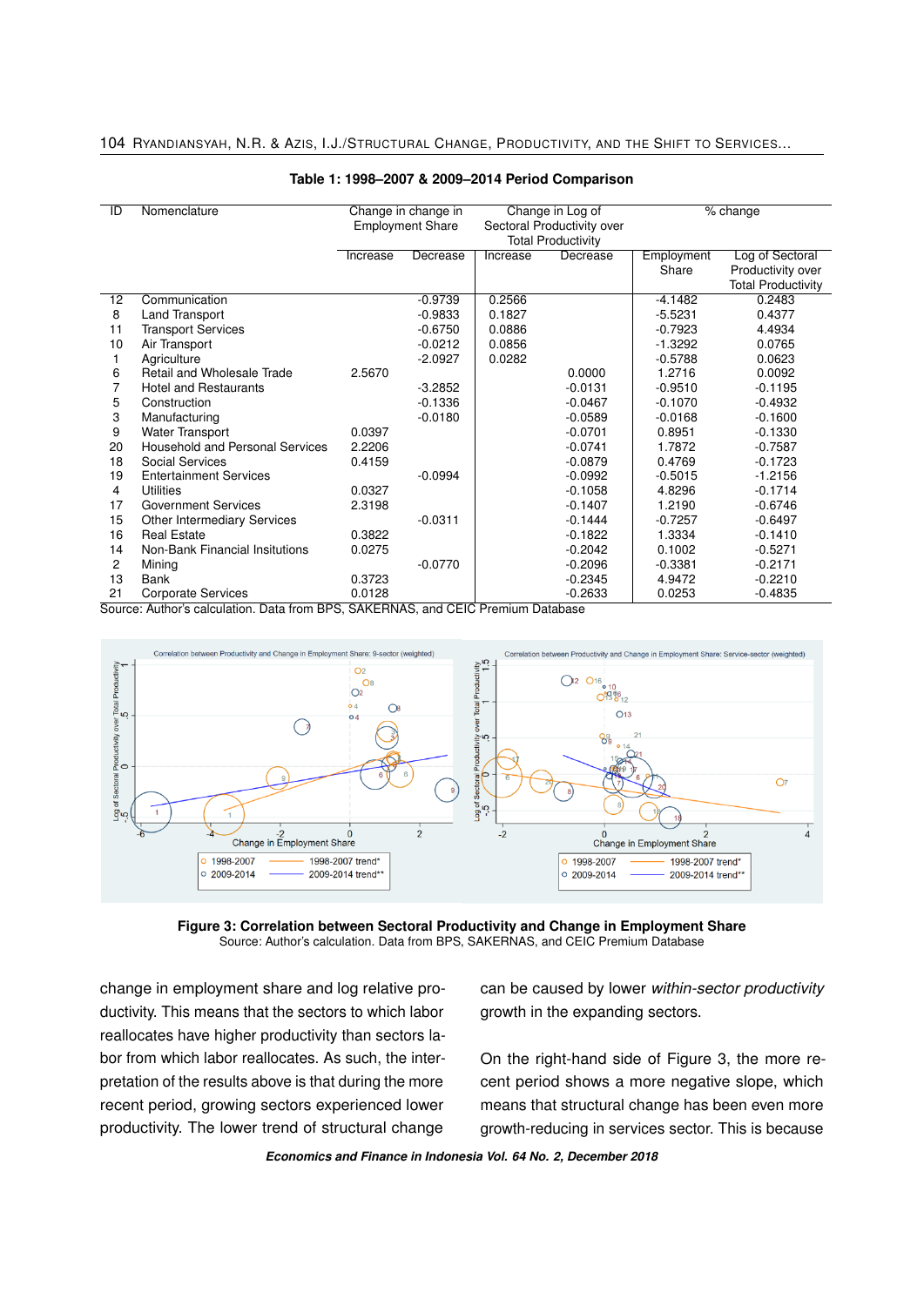**Table 1: 1998–2007 & 2009–2014 Period Comparison**

| ID | Nomenclature | Change in change in Employment Share | | Change in Log of Sectoral Productivity over Total Productivity | | % change | |
|---|---|---|---|---|---|---|---|
| | | Increase | Decrease | Increase | Decrease | Employment Share | Log of Sectoral Productivity over Total Productivity |
| 12 | Communication | | -0.9739 | 0.2566 | | -4.1482 | 0.2483 |
| 8 | Land Transport | | -0.9833 | 0.1827 | | -5.5231 | 0.4377 |
| 11 | Transport Services | | -0.6750 | 0.0886 | | -0.7923 | 4.4934 |
| 10 | Air Transport | | -0.0212 | 0.0856 | | -1.3292 | 0.0765 |
| 1 | Agriculture | | -2.0927 | 0.0282 | | -0.5788 | 0.0623 |
| 6 | Retail and Wholesale Trade | 2.5670 | | | 0.0000 | 1.2716 | 0.0092 |
| 7 | Hotel and Restaurants | | -3.2852 | | -0.0131 | -0.9510 | -0.1195 |
| 5 | Construction | | -0.1336 | | -0.0467 | -0.1070 | -0.4932 |
| 3 | Manufacturing | | -0.0180 | | -0.0589 | -0.0168 | -0.1600 |
| 9 | Water Transport | 0.0397 | | | -0.0701 | 0.8951 | -0.1330 |
| 20 | Household and Personal Services | 2.2206 | | | -0.0741 | 1.7872 | -0.7587 |
| 18 | Social Services | 0.4159 | | | -0.0879 | 0.4769 | -0.1723 |
| 19 | Entertainment Services | | -0.0994 | | -0.0992 | -0.5015 | -1.2156 |
| 4 | Utilities | 0.0327 | | | -0.1058 | 4.8296 | -0.1714 |
| 17 | Government Services | 2.3198 | | | -0.1407 | 1.2190 | -0.6746 |
| 15 | Other Intermediary Services | | -0.0311 | | -0.1444 | -0.7257 | -0.6497 |
| 16 | Real Estate | 0.3822 | | | -0.1822 | 1.3334 | -0.1410 |
| 14 | Non-Bank Financial Insitutions | 0.0275 | | | -0.2042 | 0.1002 | -0.5271 |
| 2 | Mining | | -0.0770 | | -0.2096 | -0.3381 | -0.2171 |
| 13 | Bank | 0.3723 | | | -0.2345 | 4.9472 | -0.2210 |
| 21 | Corporate Services | 0.0128 | | | -0.2633 | 0.0253 | -0.4835 |

Source: Author's calculation. Data from BPS, SAKERNAS, and CEIC Premium Database

**Figure 3: Correlation between Sectoral Productivity and Change in Employment Share**
Source: Author's calculation. Data from BPS, SAKERNAS, and CEIC Premium Database

change in employment share and log relative productivity. This means that the sectors to which labor reallocates have higher productivity than sectors labor from which labor reallocates. As such, the interpretation of the results above is that during the more recent period, growing sectors experienced lower productivity. The lower trend of structural change can be caused by lower *within-sector productivity* growth in the expanding sectors.

On the right-hand side of Figure 3, the more recent period shows a more negative slope, which means that structural change has been even more growth-reducing in services sector. This is because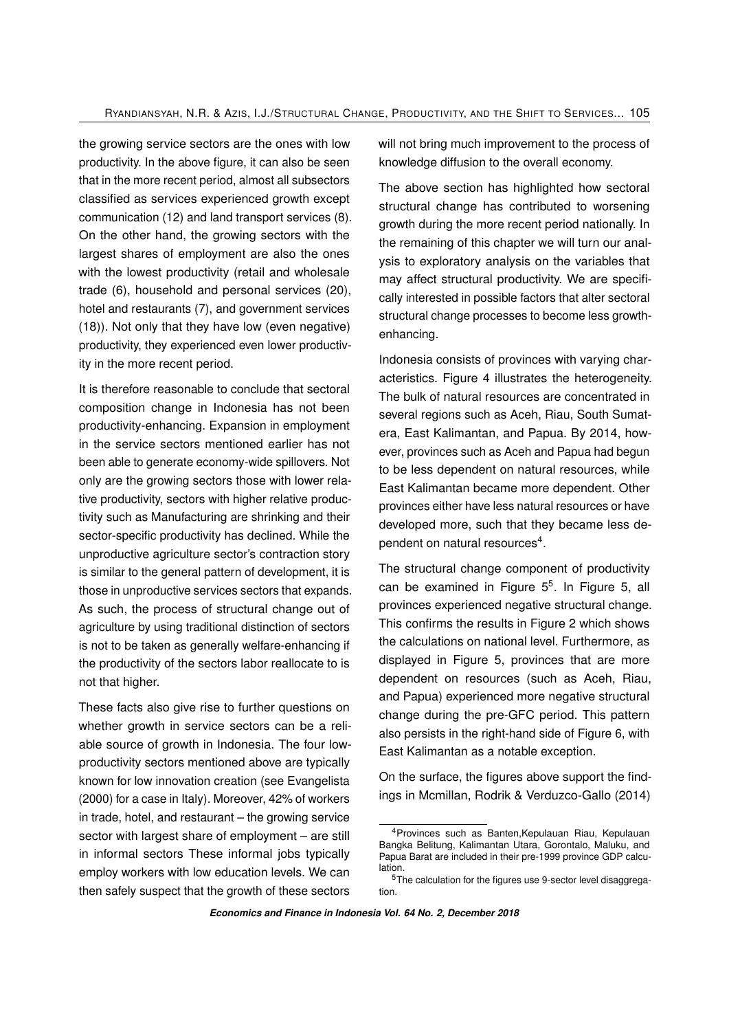the growing service sectors are the ones with low productivity. In the above figure, it can also be seen that in the more recent period, almost all subsectors classified as services experienced growth except communication (12) and land transport services (8). On the other hand, the growing sectors with the largest shares of employment are also the ones with the lowest productivity (retail and wholesale trade (6), household and personal services (20), hotel and restaurants (7), and government services (18)). Not only that they have low (even negative) productivity, they experienced even lower productivity in the more recent period.

It is therefore reasonable to conclude that sectoral composition change in Indonesia has not been productivity-enhancing. Expansion in employment in the service sectors mentioned earlier has not been able to generate economy-wide spillovers. Not only are the growing sectors those with lower relative productivity, sectors with higher relative productivity such as Manufacturing are shrinking and their sector-specific productivity has declined. While the unproductive agriculture sector's contraction story is similar to the general pattern of development, it is those in unproductive services sectors that expands. As such, the process of structural change out of agriculture by using traditional distinction of sectors is not to be taken as generally welfare-enhancing if the productivity of the sectors labor reallocate to is not that higher.

These facts also give rise to further questions on whether growth in service sectors can be a reliable source of growth in Indonesia. The four low-productivity sectors mentioned above are typically known for low innovation creation (see Evangelista (2000) for a case in Italy). Moreover, 42% of workers in trade, hotel, and restaurant – the growing service sector with largest share of employment – are still in informal sectors These informal jobs typically employ workers with low education levels. We can then safely suspect that the growth of these sectors will not bring much improvement to the process of knowledge diffusion to the overall economy.

The above section has highlighted how sectoral structural change has contributed to worsening growth during the more recent period nationally. In the remaining of this chapter we will turn our analysis to exploratory analysis on the variables that may affect structural productivity. We are specifically interested in possible factors that alter sectoral structural change processes to become less growth-enhancing.

Indonesia consists of provinces with varying characteristics. Figure 4 illustrates the heterogeneity. The bulk of natural resources are concentrated in several regions such as Aceh, Riau, South Sumatera, East Kalimantan, and Papua. By 2014, however, provinces such as Aceh and Papua had begun to be less dependent on natural resources, while East Kalimantan became more dependent. Other provinces either have less natural resources or have developed more, such that they became less dependent on natural resources[4].

The structural change component of productivity can be examined in Figure 5[5]. In Figure 5, all provinces experienced negative structural change. This confirms the results in Figure 2 which shows the calculations on national level. Furthermore, as displayed in Figure 5, provinces that are more dependent on resources (such as Aceh, Riau, and Papua) experienced more negative structural change during the pre-GFC period. This pattern also persists in the right-hand side of Figure 6, with East Kalimantan as a notable exception.

On the surface, the figures above support the findings in Mcmillan, Rodrik & Verduzco-Gallo (2014)

[4]Provinces such as Banten,Kepulauan Riau, Kepulauan Bangka Belitung, Kalimantan Utara, Gorontalo, Maluku, and Papua Barat are included in their pre-1999 province GDP calculation.

[5]The calculation for the figures use 9-sector level disaggregation.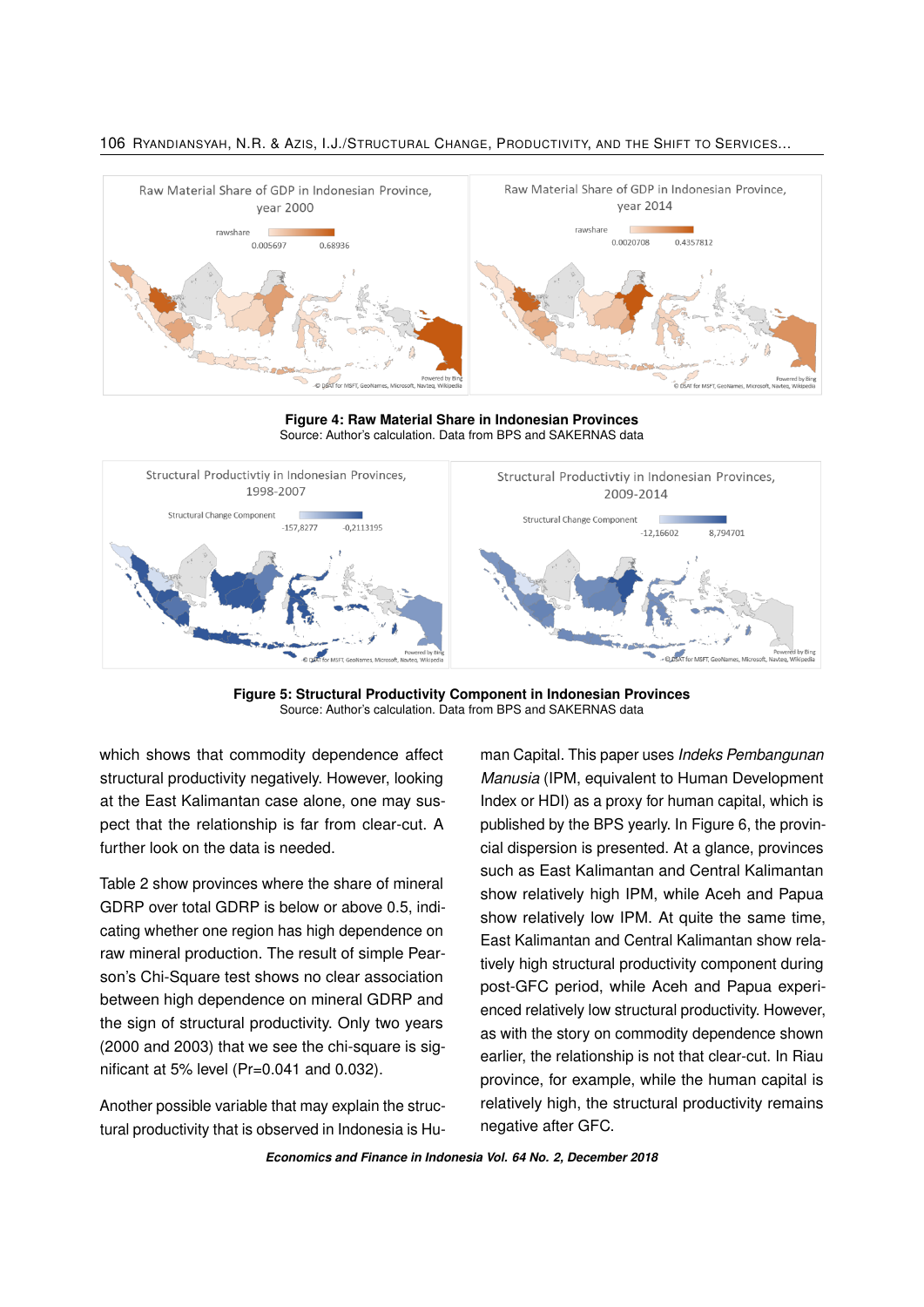**Figure 4: Raw Material Share in Indonesian Provinces**
Source: Author's calculation. Data from BPS and SAKERNAS data

**Figure 5: Structural Productivity Component in Indonesian Provinces**
Source: Author's calculation. Data from BPS and SAKERNAS data

which shows that commodity dependence affect structural productivity negatively. However, looking at the East Kalimantan case alone, one may suspect that the relationship is far from clear-cut. A further look on the data is needed.

Table 2 show provinces where the share of mineral GDRP over total GDRP is below or above 0.5, indicating whether one region has high dependence on raw mineral production. The result of simple Pearson's Chi-Square test shows no clear association between high dependence on mineral GDRP and the sign of structural productivity. Only two years (2000 and 2003) that we see the chi-square is significant at 5% level (Pr=0.041 and 0.032).

Another possible variable that may explain the structural productivity that is observed in Indonesia is Human Capital. This paper uses *Indeks Pembangunan Manusia* (IPM, equivalent to Human Development Index or HDI) as a proxy for human capital, which is published by the BPS yearly. In Figure 6, the provincial dispersion is presented. At a glance, provinces such as East Kalimantan and Central Kalimantan show relatively high IPM, while Aceh and Papua show relatively low IPM. At quite the same time, East Kalimantan and Central Kalimantan show relatively high structural productivity component during post-GFC period, while Aceh and Papua experienced relatively low structural productivity. However, as with the story on commodity dependence shown earlier, the relationship is not that clear-cut. In Riau province, for example, while the human capital is relatively high, the structural productivity remains negative after GFC.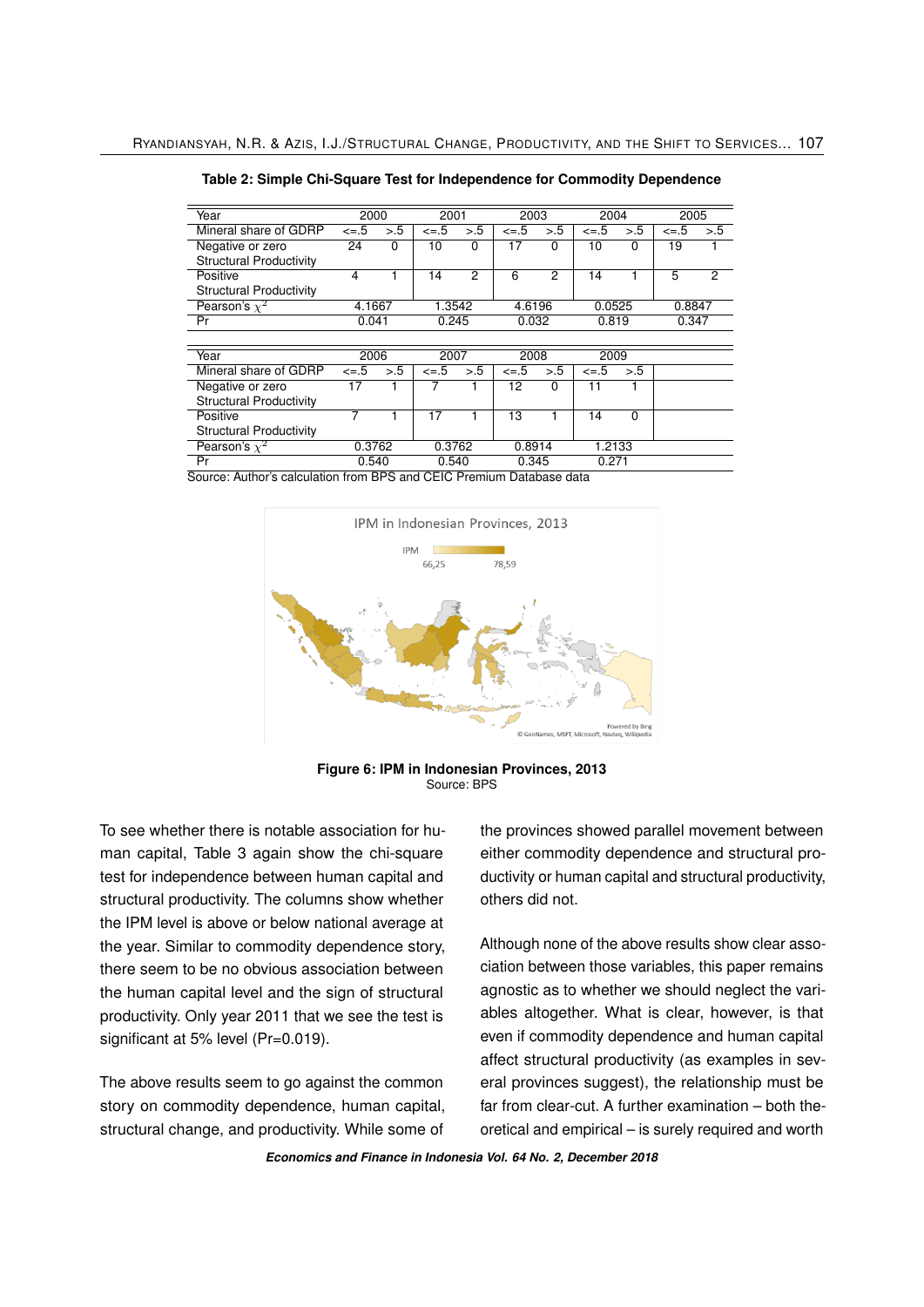**Table 2: Simple Chi-Square Test for Independence for Commodity Dependence**

| Year | 2000 | | 2001 | | 2003 | | 2004 | | 2005 | |
|---|---|---|---|---|---|---|---|---|---|---|
| Mineral share of GDRP | <=.5 | >.5 | <=.5 | >.5 | <=.5 | >.5 | <=.5 | >.5 | <=.5 | >.5 |
| Negative or zero Structural Productivity | 24 | 0 | 10 | 0 | 17 | 0 | 10 | 0 | 19 | 1 |
| Positive Structural Productivity | 4 | 1 | 14 | 2 | 6 | 2 | 14 | 1 | 5 | 2 |
| Pearson's $\chi^2$ | 4.1667 | | 1.3542 | | 4.6196 | | 0.0525 | | 0.8847 | |
| Pr | 0.041 | | 0.245 | | 0.032 | | 0.819 | | 0.347 | |

| Year | 2006 | | 2007 | | 2008 | | 2009 | |
|---|---|---|---|---|---|---|---|---|
| Mineral share of GDRP | <=.5 | >.5 | <=.5 | >.5 | <=.5 | >.5 | <=.5 | >.5 |
| Negative or zero Structural Productivity | 17 | 1 | 7 | 1 | 12 | 0 | 11 | 1 |
| Positive Structural Productivity | 7 | 1 | 17 | 1 | 13 | 1 | 14 | 0 |
| Pearson's $\chi^2$ | 0.3762 | | 0.3762 | | 0.8914 | | 1.2133 | |
| Pr | 0.540 | | 0.540 | | 0.345 | | 0.271 | |

Source: Author's calculation from BPS and CEIC Premium Database data

**Figure 6: IPM in Indonesian Provinces, 2013**
Source: BPS

To see whether there is notable association for human capital, Table 3 again show the chi-square test for independence between human capital and structural productivity. The columns show whether the IPM level is above or below national average at the year. Similar to commodity dependence story, there seem to be no obvious association between the human capital level and the sign of structural productivity. Only year 2011 that we see the test is significant at 5% level (Pr=0.019).

The above results seem to go against the common story on commodity dependence, human capital, structural change, and productivity. While some of the provinces showed parallel movement between either commodity dependence and structural productivity or human capital and structural productivity, others did not.

Although none of the above results show clear association between those variables, this paper remains agnostic as to whether we should neglect the variables altogether. What is clear, however, is that even if commodity dependence and human capital affect structural productivity (as examples in several provinces suggest), the relationship must be far from clear-cut. A further examination – both theoretical and empirical – is surely required and worth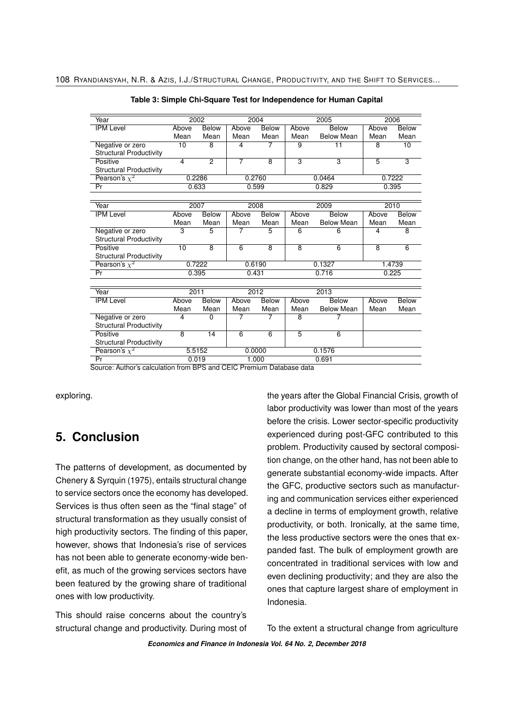**Table 3: Simple Chi-Square Test for Independence for Human Capital**

| Year | 2002 | | 2004 | | 2005 | | 2006 | |
|---|---|---|---|---|---|---|---|---|
| IPM Level | Above Mean | Below Mean | Above Mean | Below Mean | Above Mean | Below Below Mean | Above Mean | Below Mean |
| Negative or zero Structural Productivity | 10 | 8 | 4 | 7 | 9 | 11 | 8 | 10 |
| Positive Structural Productivity | 4 | 2 | 7 | 8 | 3 | 3 | 5 | 3 |
| Pearson's $\chi^2$ | 0.2286 | | 0.2760 | | 0.0464 | | 0.7222 | |
| Pr | 0.633 | | 0.599 | | 0.829 | | 0.395 | |

| Year | 2007 | | 2008 | | 2009 | | 2010 | |
|---|---|---|---|---|---|---|---|---|
| IPM Level | Above Mean | Below Mean | Above Mean | Below Mean | Above Mean | Below Below Mean | Above Mean | Below Mean |
| Negative or zero Structural Productivity | 3 | 5 | 7 | 5 | 6 | 6 | 4 | 8 |
| Positive Structural Productivity | 10 | 8 | 6 | 8 | 8 | 6 | 8 | 6 |
| Pearson's $\chi^2$ | 0.7222 | | 0.6190 | | 0.1327 | | 1.4739 | |
| Pr | 0.395 | | 0.431 | | 0.716 | | 0.225 | |

| Year | 2011 | | 2012 | | 2013 | | | |
|---|---|---|---|---|---|---|---|---|
| IPM Level | Above Mean | Below Mean | Above Mean | Below Mean | Above Mean | Below Below Mean | Above Mean | Below Mean |
| Negative or zero Structural Productivity | 4 | 0 | 7 | 7 | 8 | 7 | | |
| Positive Structural Productivity | 8 | 14 | 6 | 6 | 5 | 6 | | |
| Pearson's $\chi^2$ | 5.5152 | | 0.0000 | | 0.1576 | | | |
| Pr | 0.019 | | 1.000 | | 0.691 | | | |

Source: Author's calculation from BPS and CEIC Premium Database data

exploring.

## 5. Conclusion

The patterns of development, as documented by Chenery & Syrquin (1975), entails structural change to service sectors once the economy has developed. Services is thus often seen as the "final stage" of structural transformation as they usually consist of high productivity sectors. The finding of this paper, however, shows that Indonesia's rise of services has not been able to generate economy-wide benefit, as much of the growing services sectors have been featured by the growing share of traditional ones with low productivity.

This should raise concerns about the country's structural change and productivity. During most of the years after the Global Financial Crisis, growth of labor productivity was lower than most of the years before the crisis. Lower sector-specific productivity experienced during post-GFC contributed to this problem. Productivity caused by sectoral composition change, on the other hand, has not been able to generate substantial economy-wide impacts. After the GFC, productive sectors such as manufacturing and communication services either experienced a decline in terms of employment growth, relative productivity, or both. Ironically, at the same time, the less productive sectors were the ones that expanded fast. The bulk of employment growth are concentrated in traditional services with low and even declining productivity; and they are also the ones that capture largest share of employment in Indonesia.

To the extent a structural change from agriculture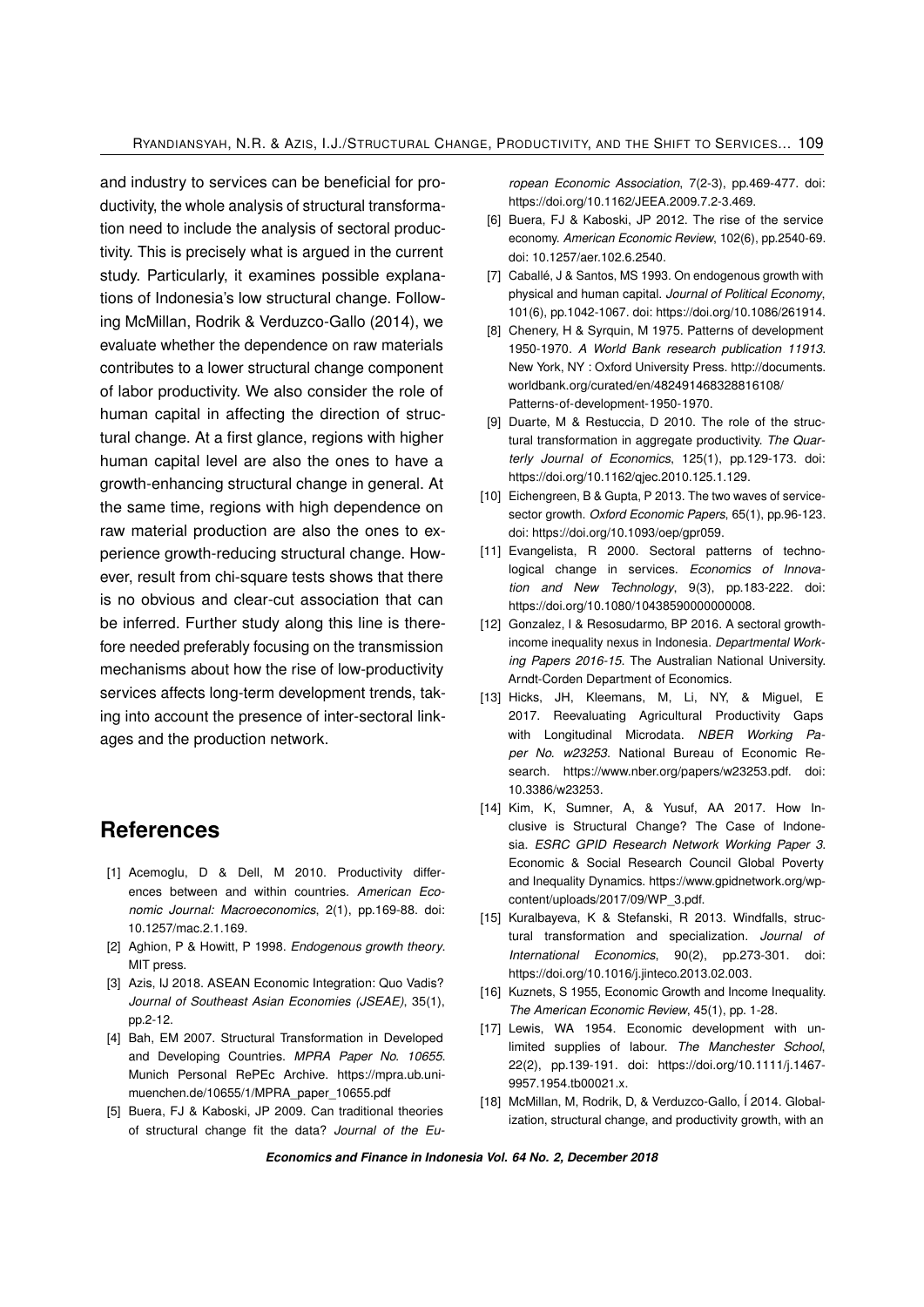and industry to services can be beneficial for productivity, the whole analysis of structural transformation need to include the analysis of sectoral productivity. This is precisely what is argued in the current study. Particularly, it examines possible explanations of Indonesia's low structural change. Following McMillan, Rodrik & Verduzco-Gallo (2014), we evaluate whether the dependence on raw materials contributes to a lower structural change component of labor productivity. We also consider the role of human capital in affecting the direction of structural change. At a first glance, regions with higher human capital level are also the ones to have a growth-enhancing structural change in general. At the same time, regions with high dependence on raw material production are also the ones to experience growth-reducing structural change. However, result from chi-square tests shows that there is no obvious and clear-cut association that can be inferred. Further study along this line is therefore needed preferably focusing on the transmission mechanisms about how the rise of low-productivity services affects long-term development trends, taking into account the presence of inter-sectoral linkages and the production network.

## References

[1] Acemoglu, D & Dell, M 2010. Productivity differences between and within countries. *American Economic Journal: Macroeconomics*, 2(1), pp.169-88. doi: 10.1257/mac.2.1.169.

[2] Aghion, P & Howitt, P 1998. *Endogenous growth theory*. MIT press.

[3] Azis, IJ 2018. ASEAN Economic Integration: Quo Vadis? *Journal of Southeast Asian Economies (JSEAE)*, 35(1), pp.2-12.

[4] Bah, EM 2007. Structural Transformation in Developed and Developing Countries. *MPRA Paper No. 10655*. Munich Personal RePEc Archive. https://mpra.ub.uni-muenchen.de/10655/1/MPRA_paper_10655.pdf

[5] Buera, FJ & Kaboski, JP 2009. Can traditional theories of structural change fit the data? *Journal of the European Economic Association*, 7(2-3), pp.469-477. doi: https://doi.org/10.1162/JEEA.2009.7.2-3.469.

[6] Buera, FJ & Kaboski, JP 2012. The rise of the service economy. *American Economic Review*, 102(6), pp.2540-69. doi: 10.1257/aer.102.6.2540.

[7] Caballé, J & Santos, MS 1993. On endogenous growth with physical and human capital. *Journal of Political Economy*, 101(6), pp.1042-1067. doi: https://doi.org/10.1086/261914.

[8] Chenery, H & Syrquin, M 1975. Patterns of development 1950-1970. *A World Bank research publication 11913*. New York, NY : Oxford University Press. http://documents.worldbank.org/curated/en/482491468328816108/Patterns-of-development-1950-1970.

[9] Duarte, M & Restuccia, D 2010. The role of the structural transformation in aggregate productivity. *The Quarterly Journal of Economics*, 125(1), pp.129-173. doi: https://doi.org/10.1162/qjec.2010.125.1.129.

[10] Eichengreen, B & Gupta, P 2013. The two waves of service-sector growth. *Oxford Economic Papers*, 65(1), pp.96-123. doi: https://doi.org/10.1093/oep/gpr059.

[11] Evangelista, R 2000. Sectoral patterns of technological change in services. *Economics of Innovation and New Technology*, 9(3), pp.183-222. doi: https://doi.org/10.1080/10438590000000008.

[12] Gonzalez, I & Resosudarmo, BP 2016. A sectoral growth-income inequality nexus in Indonesia. *Departmental Working Papers 2016-15*. The Australian National University. Arndt-Corden Department of Economics.

[13] Hicks, JH, Kleemans, M, Li, NY, & Miguel, E 2017. Reevaluating Agricultural Productivity Gaps with Longitudinal Microdata. *NBER Working Paper No. w23253*. National Bureau of Economic Research. https://www.nber.org/papers/w23253.pdf. doi: 10.3386/w23253.

[14] Kim, K, Sumner, A, & Yusuf, AA 2017. How Inclusive is Structural Change? The Case of Indonesia. *ESRC GPID Research Network Working Paper 3*. Economic & Social Research Council Global Poverty and Inequality Dynamics. https://www.gpidnetwork.org/wp-content/uploads/2017/09/WP_3.pdf.

[15] Kuralbayeva, K & Stefanski, R 2013. Windfalls, structural transformation and specialization. *Journal of International Economics*, 90(2), pp.273-301. doi: https://doi.org/10.1016/j.jinteco.2013.02.003.

[16] Kuznets, S 1955, Economic Growth and Income Inequality. *The American Economic Review*, 45(1), pp. 1-28.

[17] Lewis, WA 1954. Economic development with unlimited supplies of labour. *The Manchester School*, 22(2), pp.139-191. doi: https://doi.org/10.1111/j.1467-9957.1954.tb00021.x.

[18] McMillan, M, Rodrik, D, & Verduzco-Gallo, Í 2014. Globalization, structural change, and productivity growth, with an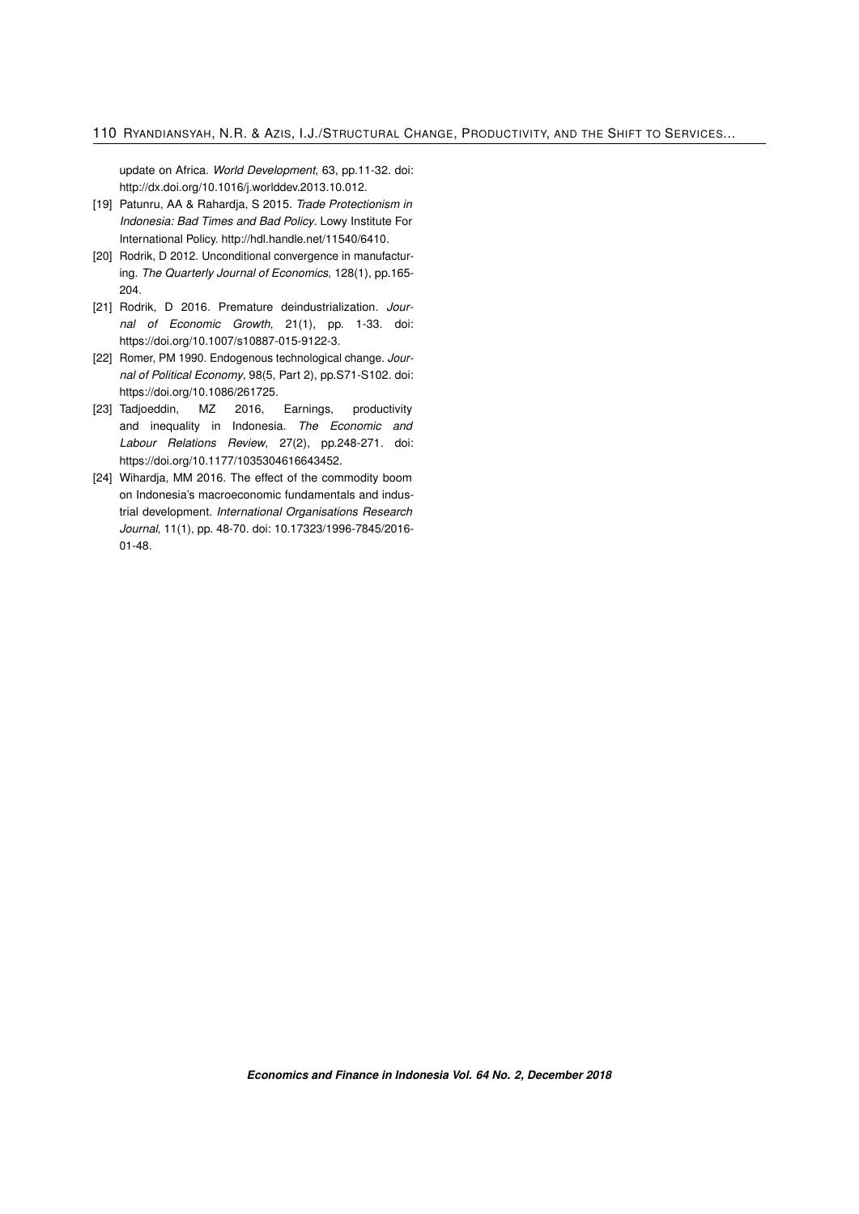update on Africa. *World Development*, 63, pp.11-32. doi: http://dx.doi.org/10.1016/j.worlddev.2013.10.012.

[19] Patunru, AA & Rahardja, S 2015. *Trade Protectionism in Indonesia: Bad Times and Bad Policy*. Lowy Institute For International Policy. http://hdl.handle.net/11540/6410.

[20] Rodrik, D 2012. Unconditional convergence in manufacturing. *The Quarterly Journal of Economics*, 128(1), pp.165-204.

[21] Rodrik, D 2016. Premature deindustrialization. *Journal of Economic Growth*, 21(1), pp. 1-33. doi: https://doi.org/10.1007/s10887-015-9122-3.

[22] Romer, PM 1990. Endogenous technological change. *Journal of Political Economy*, 98(5, Part 2), pp.S71-S102. doi: https://doi.org/10.1086/261725.

[23] Tadjoeddin, MZ 2016, Earnings, productivity and inequality in Indonesia. *The Economic and Labour Relations Review*, 27(2), pp.248-271. doi: https://doi.org/10.1177/1035304616643452.

[24] Wihardja, MM 2016. The effect of the commodity boom on Indonesia's macroeconomic fundamentals and industrial development. *International Organisations Research Journal*, 11(1), pp. 48-70. doi: 10.17323/1996-7845/2016-01-48.